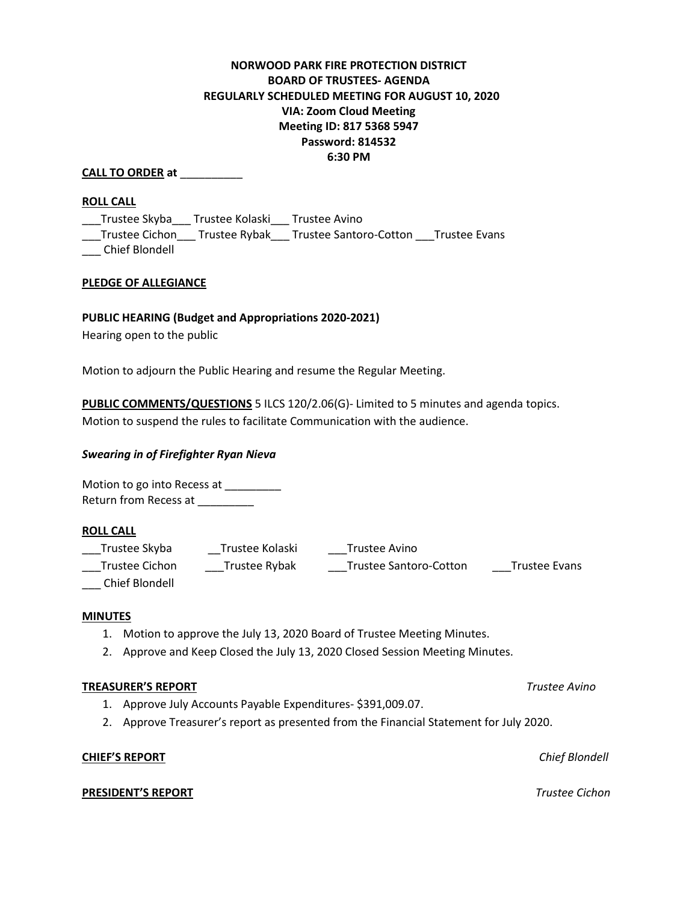**NORWOOD PARK FIRE PROTECTION DISTRICT**
**BOARD OF TRUSTEES- AGENDA**
**REGULARLY SCHEDULED MEETING FOR AUGUST 10, 2020**
**VIA: Zoom Cloud Meeting**
**Meeting ID: 817 5368 5947**
**Password: 814532**
**6:30 PM**

**CALL TO ORDER at** __________

**ROLL CALL**

___Trustee Skyba___ Trustee Kolaski___ Trustee Avino
___Trustee Cichon___ Trustee Rybak___ Trustee Santoro-Cotton ___Trustee Evans
___ Chief Blondell

**PLEDGE OF ALLEGIANCE**

**PUBLIC HEARING (Budget and Appropriations 2020-2021)**

Hearing open to the public

Motion to adjourn the Public Hearing and resume the Regular Meeting.

**PUBLIC COMMENTS/QUESTIONS** 5 ILCS 120/2.06(G)- Limited to 5 minutes and agenda topics.
Motion to suspend the rules to facilitate Communication with the audience.

***Swearing in of Firefighter Ryan Nieva***

Motion to go into Recess at _________
Return from Recess at _________

**ROLL CALL**

___Trustee Skyba __Trustee Kolaski ___Trustee Avino
___Trustee Cichon ___Trustee Rybak ___Trustee Santoro-Cotton ___Trustee Evans
___ Chief Blondell

**MINUTES**

1. Motion to approve the July 13, 2020 Board of Trustee Meeting Minutes.
2. Approve and Keep Closed the July 13, 2020 Closed Session Meeting Minutes.

**TREASURER'S REPORT** *Trustee Avino*

1. Approve July Accounts Payable Expenditures- $391,009.07.
2. Approve Treasurer's report as presented from the Financial Statement for July 2020.

**CHIEF'S REPORT** *Chief Blondell*

**PRESIDENT'S REPORT** *Trustee Cichon*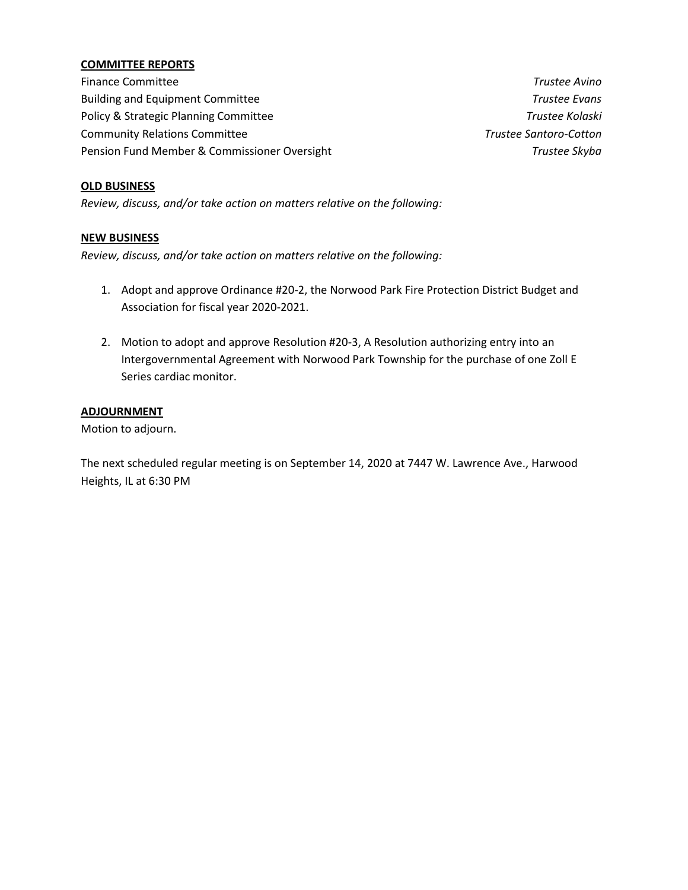**COMMITTEE REPORTS**

Finance Committee *Trustee Avino*
Building and Equipment Committee *Trustee Evans*
Policy & Strategic Planning Committee *Trustee Kolaski*
Community Relations Committee *Trustee Santoro-Cotton*
Pension Fund Member & Commissioner Oversight *Trustee Skyba*

**OLD BUSINESS**

*Review, discuss, and/or take action on matters relative on the following:*

**NEW BUSINESS**

*Review, discuss, and/or take action on matters relative on the following:*

1. Adopt and approve Ordinance #20-2, the Norwood Park Fire Protection District Budget and Association for fiscal year 2020-2021.

2. Motion to adopt and approve Resolution #20-3, A Resolution authorizing entry into an Intergovernmental Agreement with Norwood Park Township for the purchase of one Zoll E Series cardiac monitor.

**ADJOURNMENT**

Motion to adjourn.

The next scheduled regular meeting is on September 14, 2020 at 7447 W. Lawrence Ave., Harwood Heights, IL at 6:30 PM